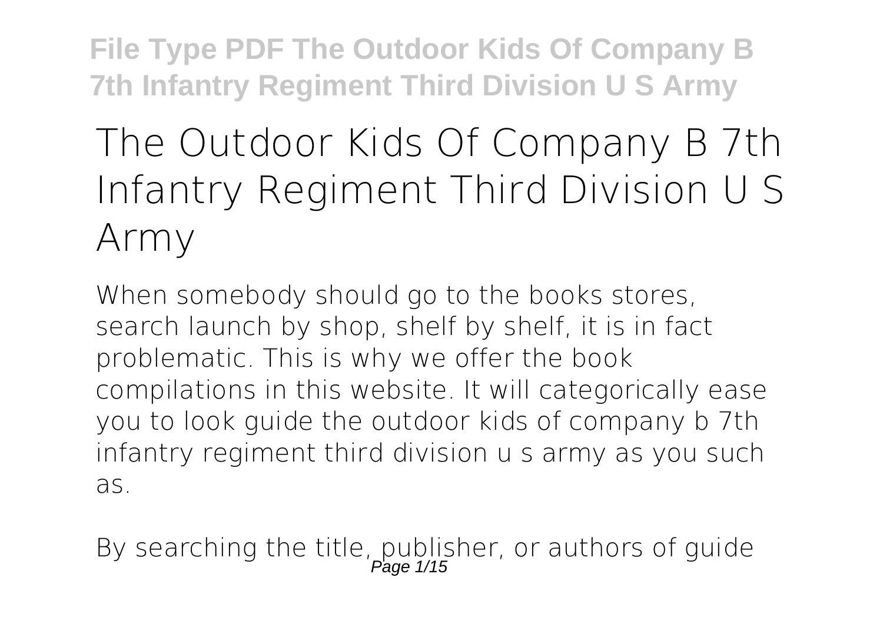# The Outdoor Kids Of Company B 7th Infantry Regiment Third Division U S Army

When somebody should go to the books stores, search launch by shop, shelf by shelf, it is in fact problematic. This is why we offer the book compilations in this website. It will categorically ease you to look guide the outdoor kids of company b 7th infantry regiment third division u s army as you such as.

By searching the title, publisher, or authors of guide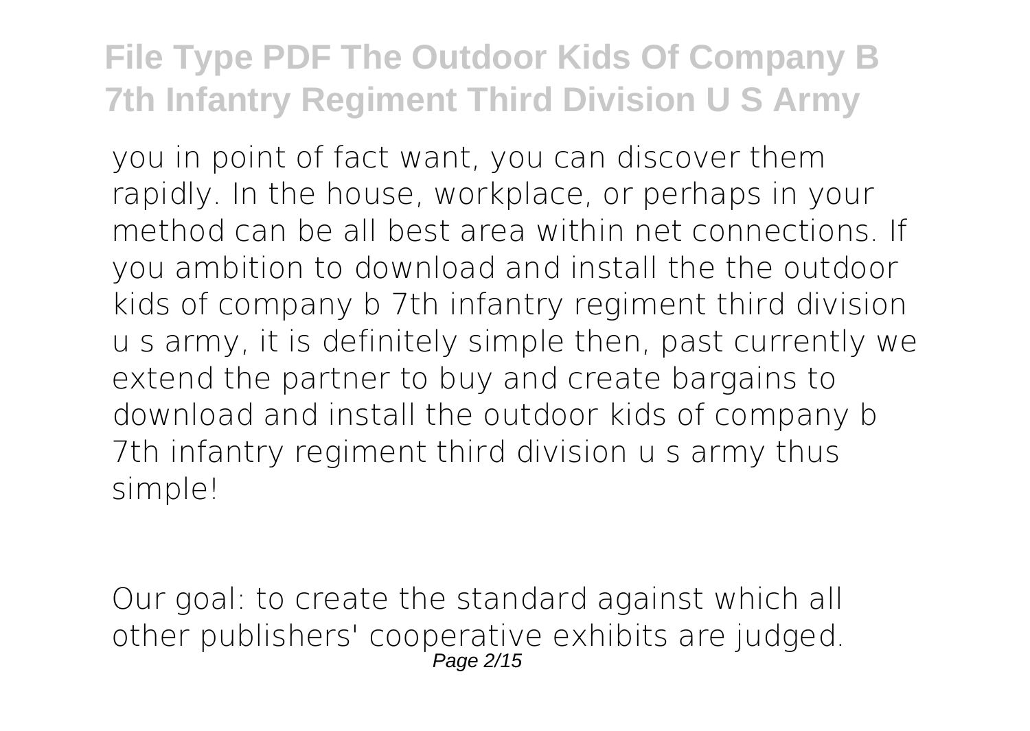you in point of fact want, you can discover them rapidly. In the house, workplace, or perhaps in your method can be all best area within net connections. If you ambition to download and install the the outdoor kids of company b 7th infantry regiment third division u s army, it is definitely simple then, past currently we extend the partner to buy and create bargains to download and install the outdoor kids of company b 7th infantry regiment third division u s army thus simple!

Our goal: to create the standard against which all other publishers' cooperative exhibits are judged.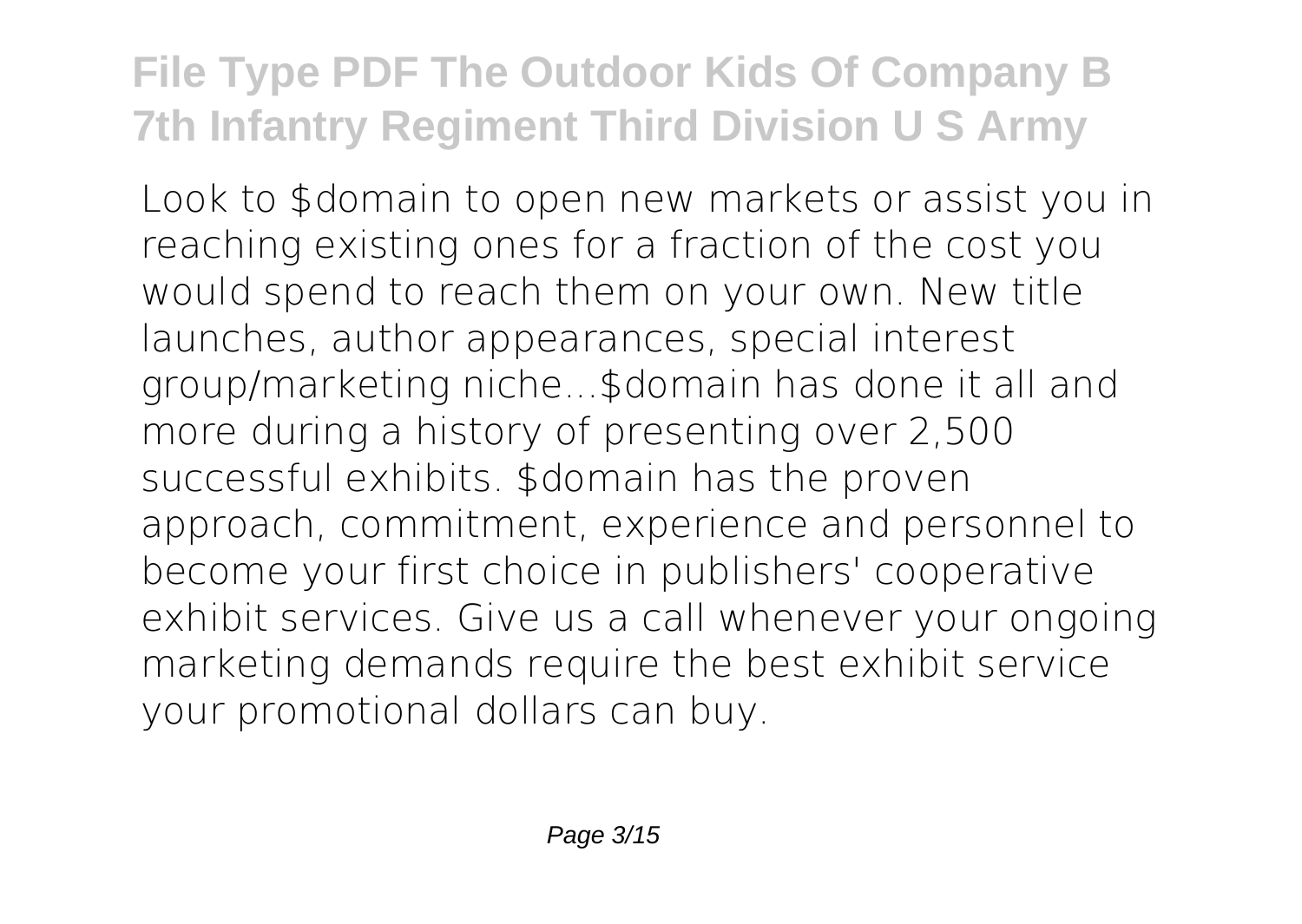Look to $domain to open new markets or assist you in reaching existing ones for a fraction of the cost you would spend to reach them on your own. New title launches, author appearances, special interest group/marketing niche...$domain has done it all and more during a history of presenting over 2,500 successful exhibits. $domain has the proven approach, commitment, experience and personnel to become your first choice in publishers' cooperative exhibit services. Give us a call whenever your ongoing marketing demands require the best exhibit service your promotional dollars can buy.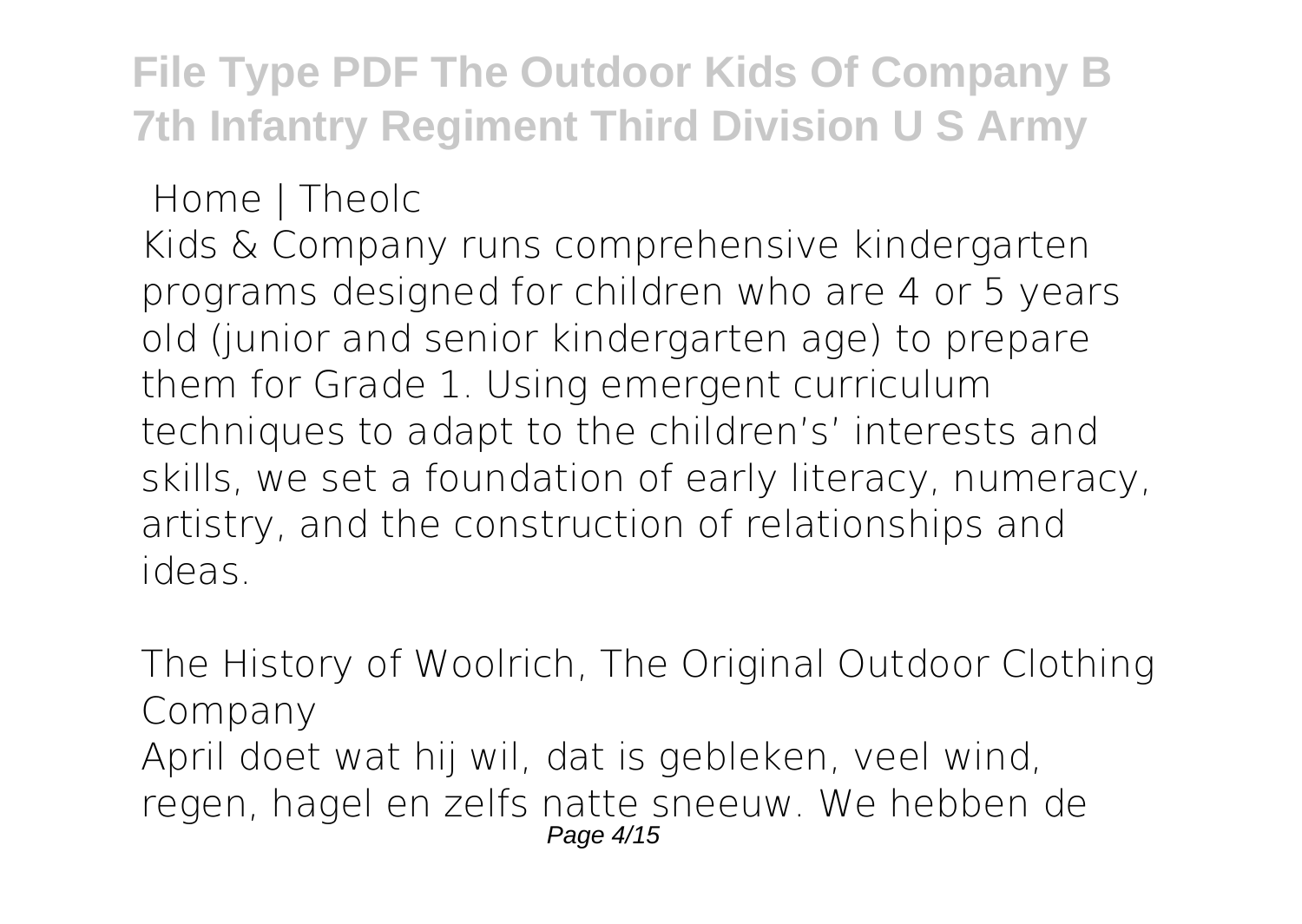**Home | Theolc**

Kids & Company runs comprehensive kindergarten programs designed for children who are 4 or 5 years old (junior and senior kindergarten age) to prepare them for Grade 1. Using emergent curriculum techniques to adapt to the children's' interests and skills, we set a foundation of early literacy, numeracy, artistry, and the construction of relationships and ideas.

**The History of Woolrich, The Original Outdoor Clothing Company**

April doet wat hij wil, dat is gebleken, veel wind, regen, hagel en zelfs natte sneeuw. We hebben de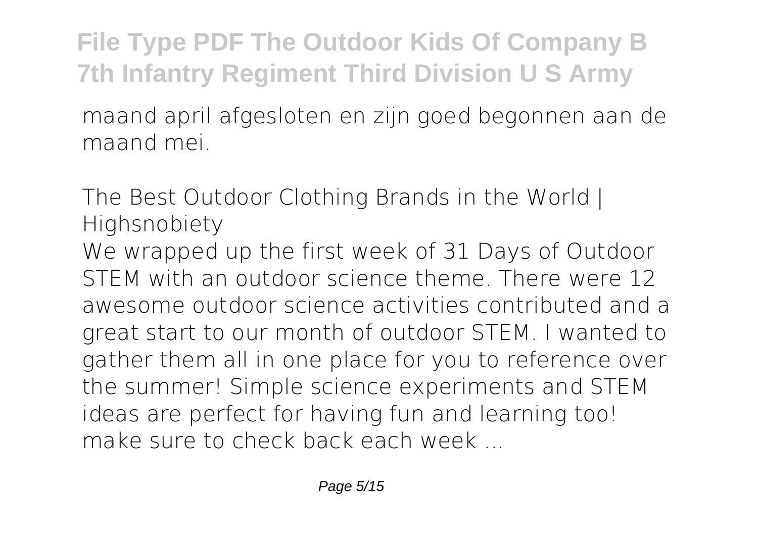maand april afgesloten en zijn goed begonnen aan de maand mei.

## The Best Outdoor Clothing Brands in the World | Highsnobiety

We wrapped up the first week of 31 Days of Outdoor STEM with an outdoor science theme. There were 12 awesome outdoor science activities contributed and a great start to our month of outdoor STEM. I wanted to gather them all in one place for you to reference over the summer! Simple science experiments and STEM ideas are perfect for having fun and learning too! make sure to check back each week ...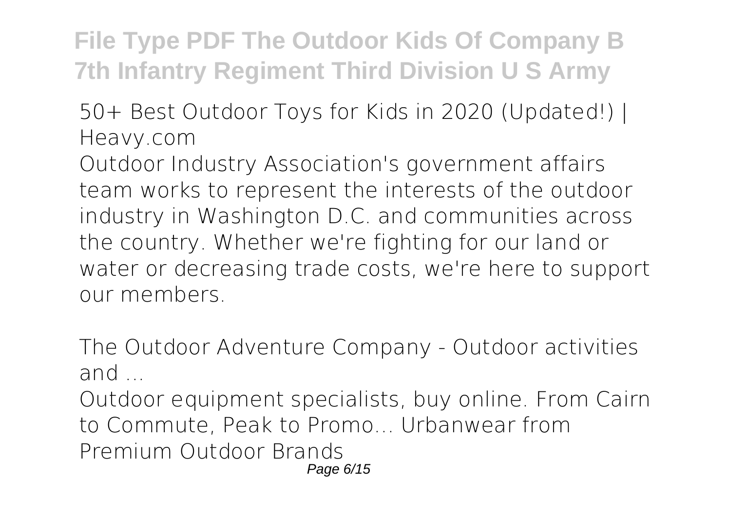**50+ Best Outdoor Toys for Kids in 2020 (Updated!) | Heavy.com**

Outdoor Industry Association's government affairs team works to represent the interests of the outdoor industry in Washington D.C. and communities across the country. Whether we're fighting for our land or water or decreasing trade costs, we're here to support our members.

**The Outdoor Adventure Company - Outdoor activities and ...**

Outdoor equipment specialists, buy online. From Cairn to Commute, Peak to Promo... Urbanwear from Premium Outdoor Brands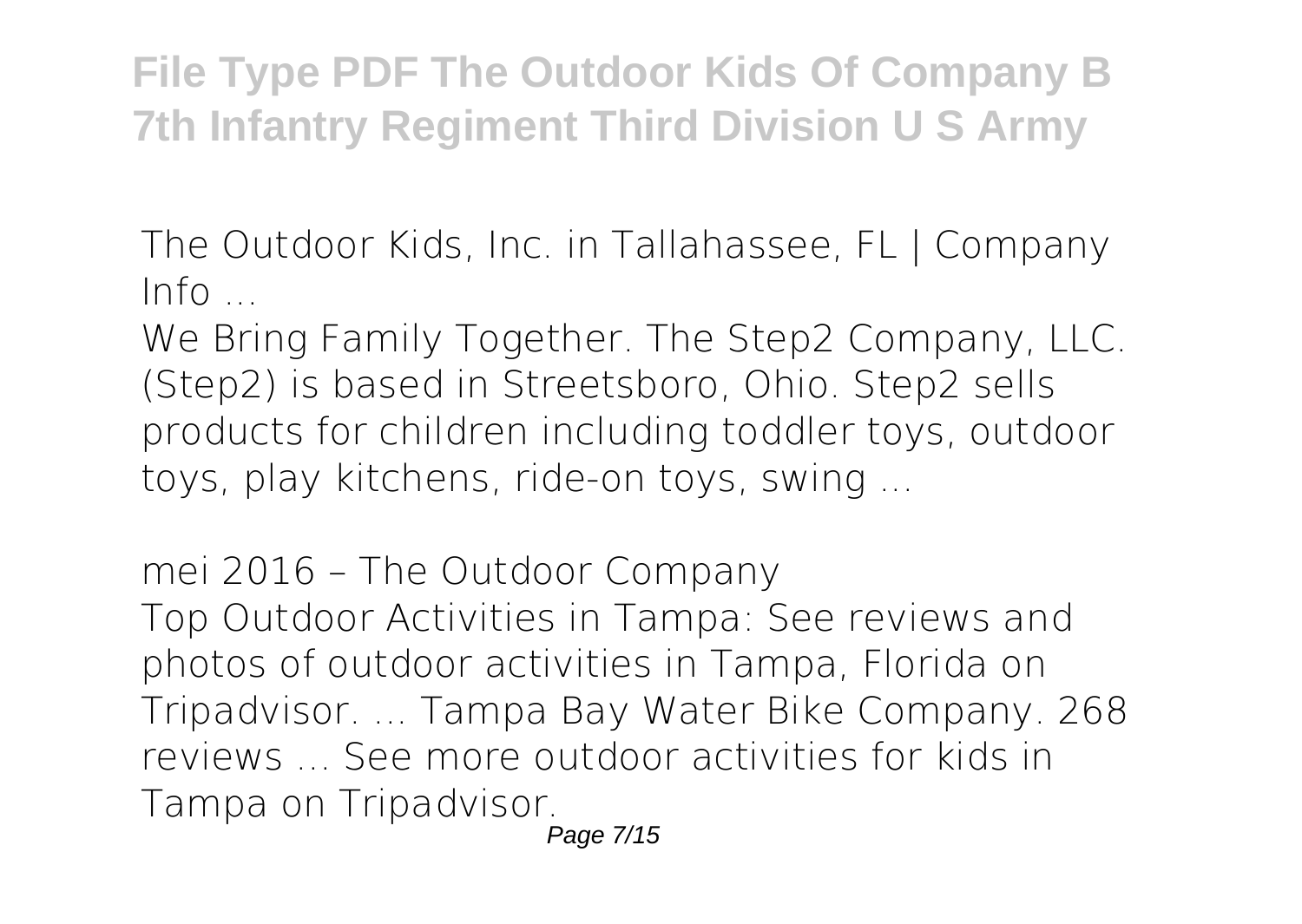**File Type PDF The Outdoor Kids Of Company B 7th Infantry Regiment Third Division U S Army**

*The Outdoor Kids, Inc. in Tallahassee, FL | Company Info ...*

We Bring Family Together. The Step2 Company, LLC. (Step2) is based in Streetsboro, Ohio. Step2 sells products for children including toddler toys, outdoor toys, play kitchens, ride-on toys, swing ...

*mei 2016 – The Outdoor Company*

Top Outdoor Activities in Tampa: See reviews and photos of outdoor activities in Tampa, Florida on Tripadvisor. ... Tampa Bay Water Bike Company. 268 reviews ... See more outdoor activities for kids in Tampa on Tripadvisor.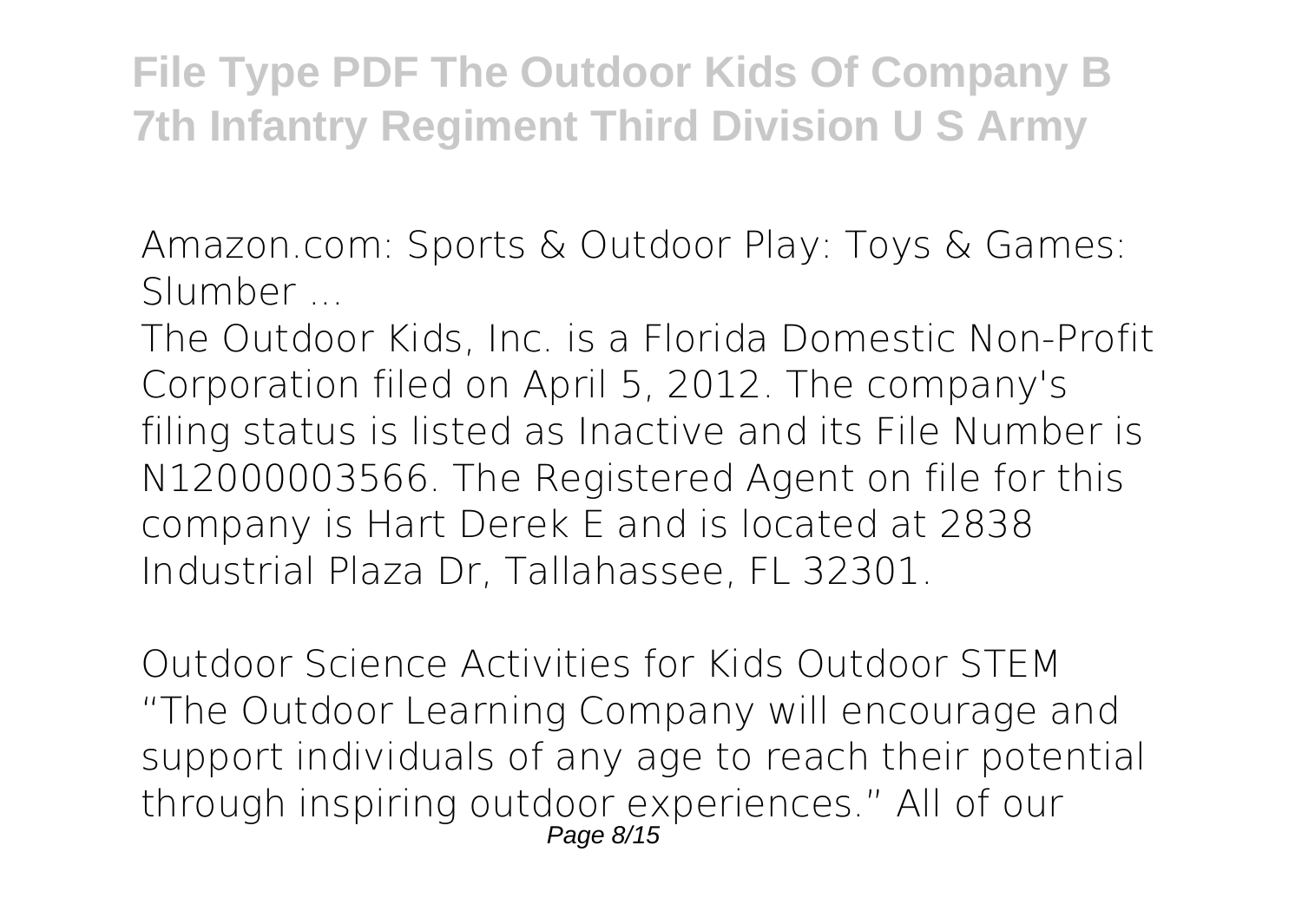**Amazon.com: Sports & Outdoor Play: Toys & Games: Slumber ...**

The Outdoor Kids, Inc. is a Florida Domestic Non-Profit Corporation filed on April 5, 2012. The company's filing status is listed as Inactive and its File Number is N12000003566. The Registered Agent on file for this company is Hart Derek E and is located at 2838 Industrial Plaza Dr, Tallahassee, FL 32301.

**Outdoor Science Activities for Kids Outdoor STEM**

"The Outdoor Learning Company will encourage and support individuals of any age to reach their potential through inspiring outdoor experiences." All of our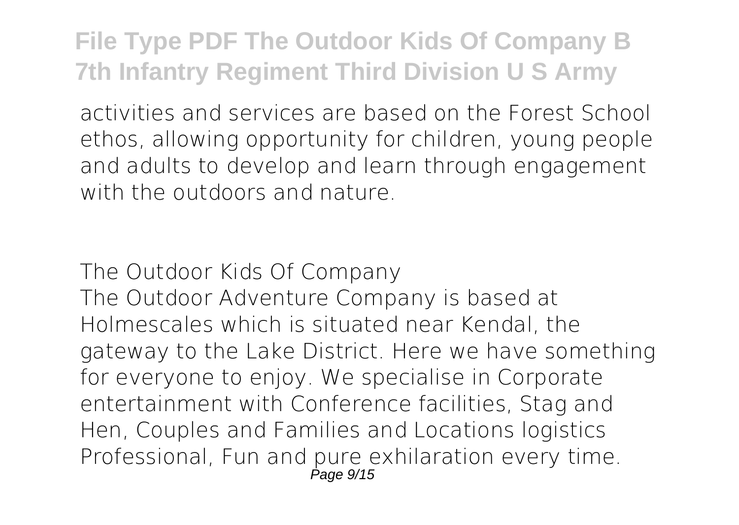activities and services are based on the Forest School ethos, allowing opportunity for children, young people and adults to develop and learn through engagement with the outdoors and nature.

## The Outdoor Kids Of Company

The Outdoor Adventure Company is based at Holmescales which is situated near Kendal, the gateway to the Lake District. Here we have something for everyone to enjoy. We specialise in Corporate entertainment with Conference facilities, Stag and Hen, Couples and Families and Locations logistics Professional, Fun and pure exhilaration every time.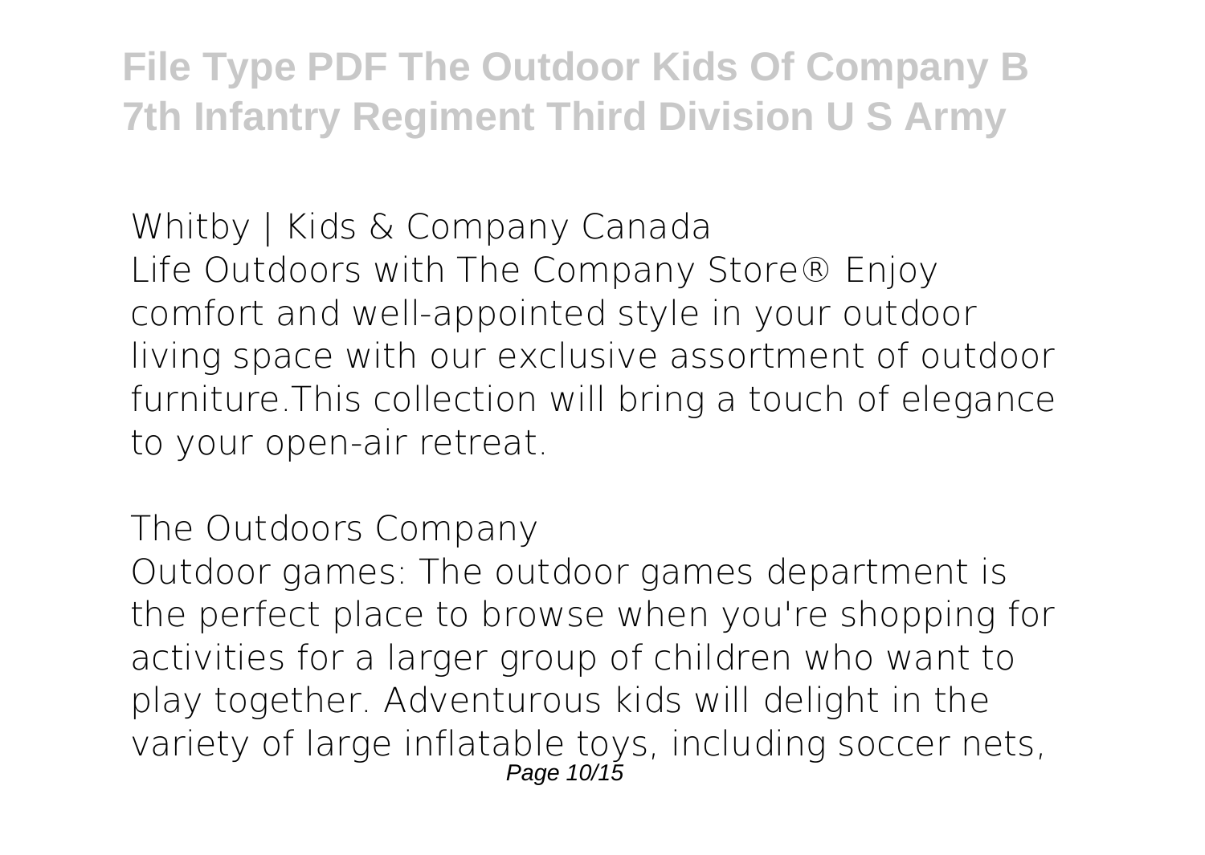**Whitby | Kids & Company Canada**

Life Outdoors with The Company Store® Enjoy comfort and well-appointed style in your outdoor living space with our exclusive assortment of outdoor furniture.This collection will bring a touch of elegance to your open-air retreat.

**The Outdoors Company**

Outdoor games: The outdoor games department is the perfect place to browse when you're shopping for activities for a larger group of children who want to play together. Adventurous kids will delight in the variety of large inflatable toys, including soccer nets,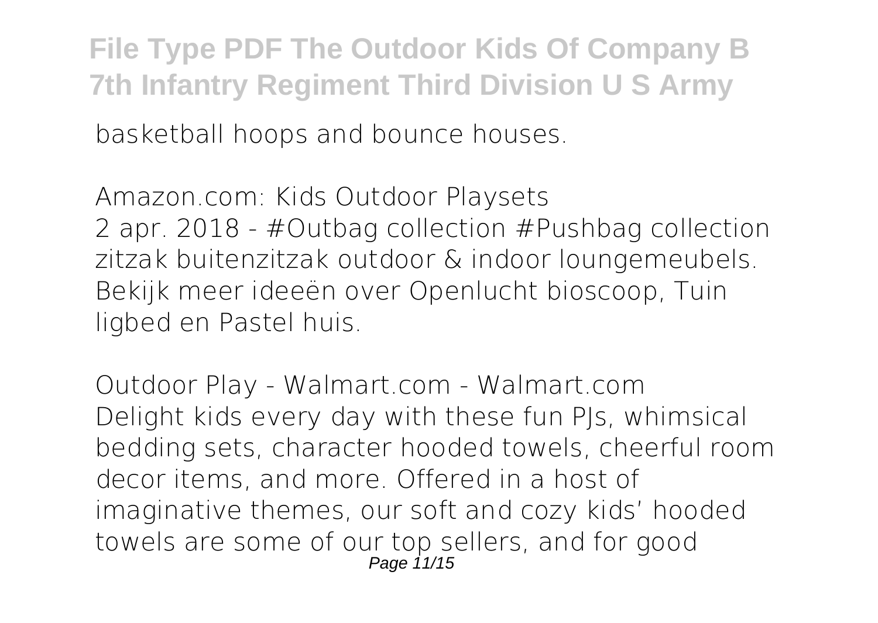basketball hoops and bounce houses.

**Amazon.com: Kids Outdoor Playsets**

2 apr. 2018 - #Outbag collection #Pushbag collection zitzak buitenzitzak outdoor & indoor loungemeubels. Bekijk meer ideeën over Openlucht bioscoop, Tuin ligbed en Pastel huis.

**Outdoor Play - Walmart.com - Walmart.com**

Delight kids every day with these fun PJs, whimsical bedding sets, character hooded towels, cheerful room decor items, and more. Offered in a host of imaginative themes, our soft and cozy kids' hooded towels are some of our top sellers, and for good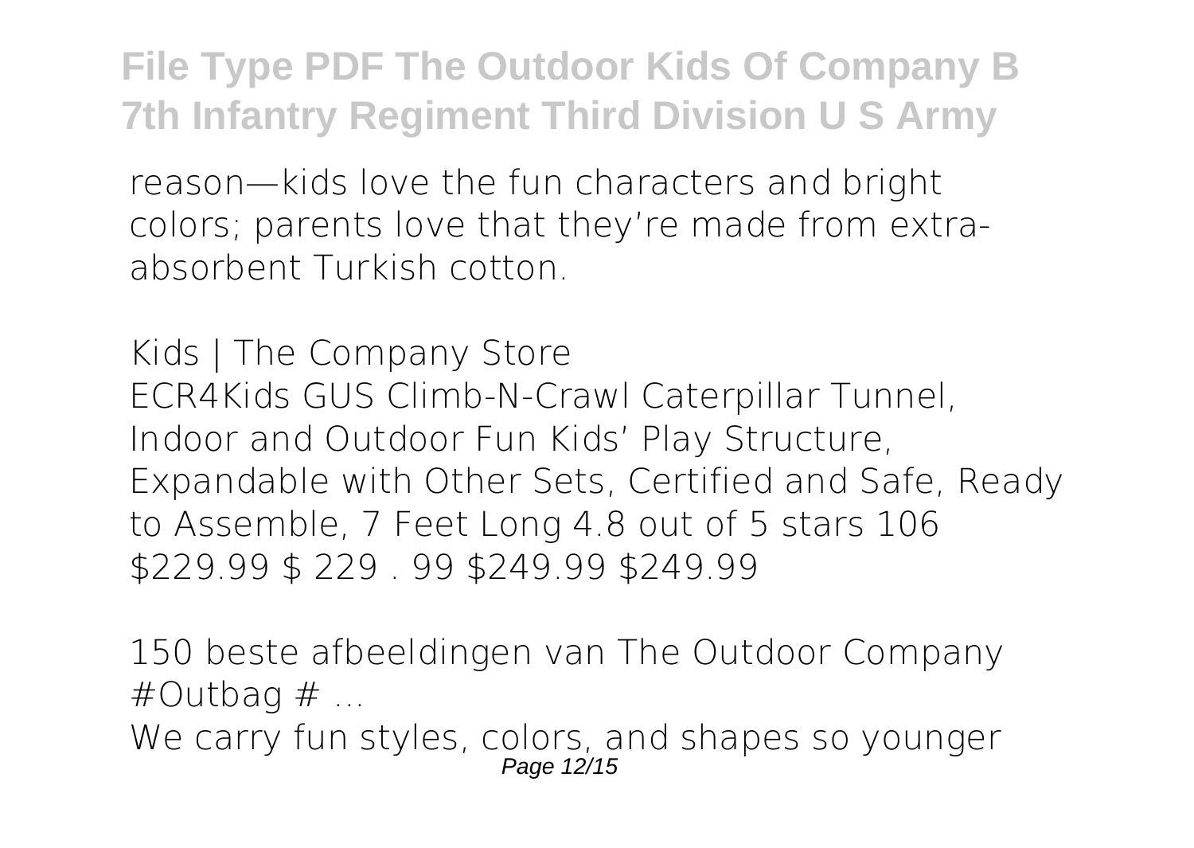reason—kids love the fun characters and bright colors; parents love that they're made from extra-absorbent Turkish cotton.

*Kids | The Company Store*

ECR4Kids GUS Climb-N-Crawl Caterpillar Tunnel, Indoor and Outdoor Fun Kids' Play Structure, Expandable with Other Sets, Certified and Safe, Ready to Assemble, 7 Feet Long 4.8 out of 5 stars 106 $229.99 $ 229 . 99 $249.99 $249.99

*150 beste afbeeldingen van The Outdoor Company #Outbag # ...*

We carry fun styles, colors, and shapes so younger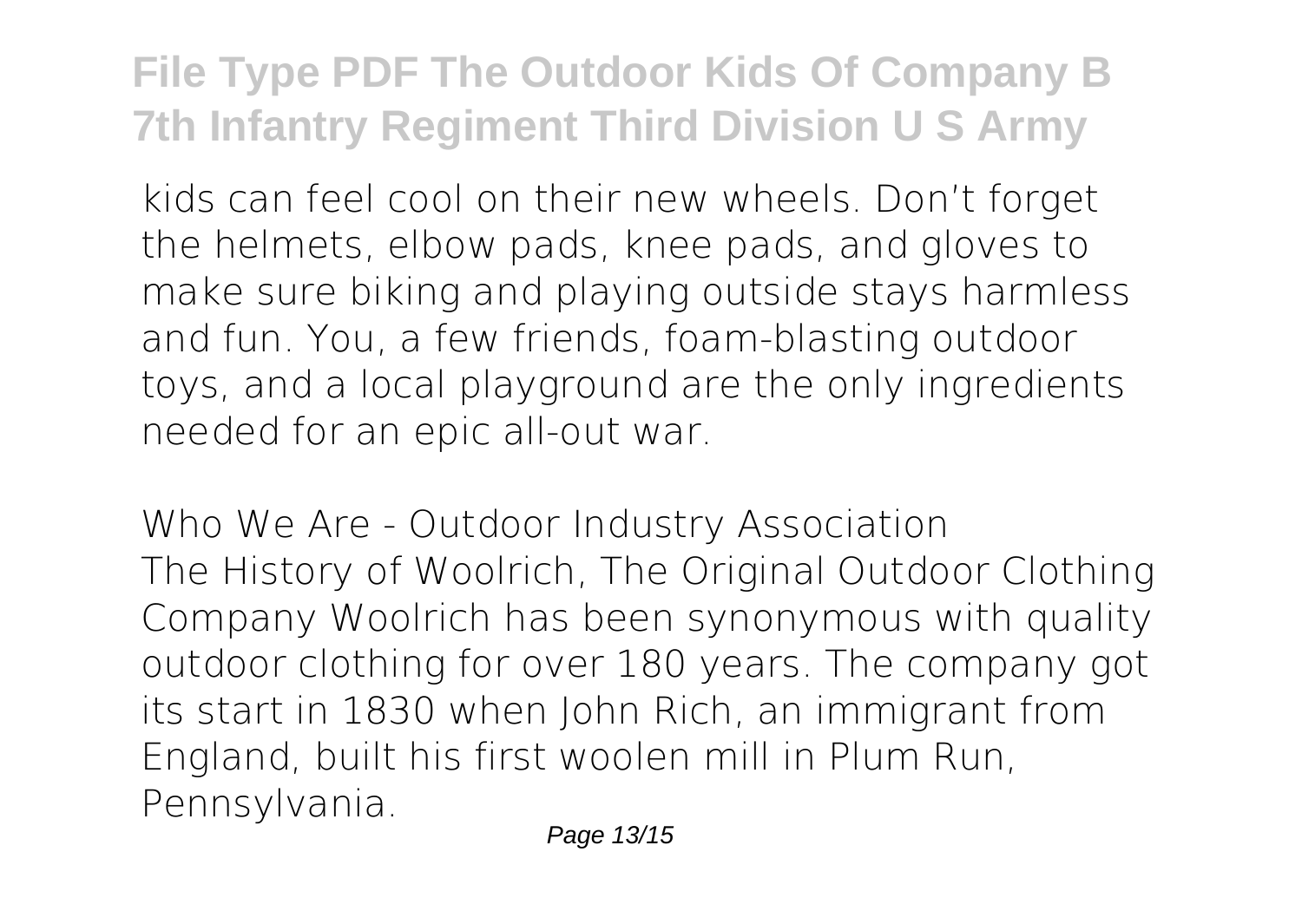kids can feel cool on their new wheels. Don't forget the helmets, elbow pads, knee pads, and gloves to make sure biking and playing outside stays harmless and fun. You, a few friends, foam-blasting outdoor toys, and a local playground are the only ingredients needed for an epic all-out war.

*Who We Are - Outdoor Industry Association*

The History of Woolrich, The Original Outdoor Clothing Company Woolrich has been synonymous with quality outdoor clothing for over 180 years. The company got its start in 1830 when John Rich, an immigrant from England, built his first woolen mill in Plum Run, Pennsylvania.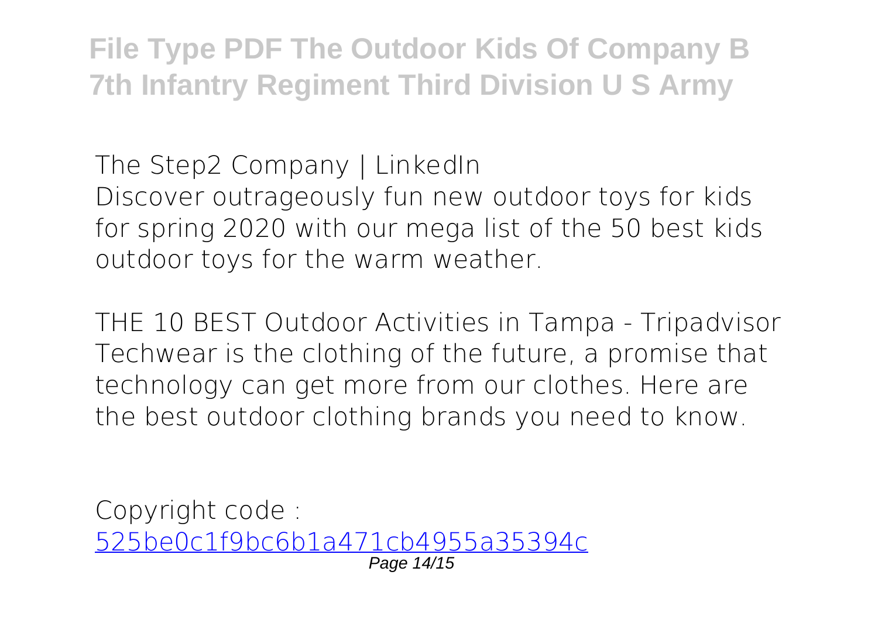The Step2 Company | LinkedIn
Discover outrageously fun new outdoor toys for kids for spring 2020 with our mega list of the 50 best kids outdoor toys for the warm weather.

THE 10 BEST Outdoor Activities in Tampa - Tripadvisor
Techwear is the clothing of the future, a promise that technology can get more from our clothes. Here are the best outdoor clothing brands you need to know.

Copyright code : 525be0c1f9bc6b1a471cb4955a35394c